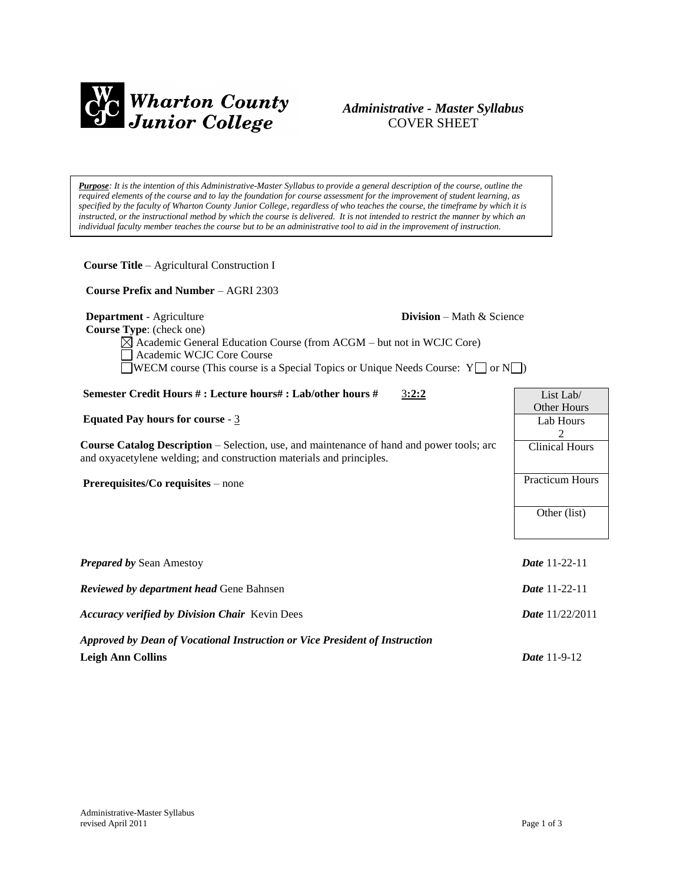**Wharton County Junior College**

# *Administrative - Master Syllabus*

COVER SHEET

***Purpose**: It is the intention of this Administrative-Master Syllabus to provide a general description of the course, outline the required elements of the course and to lay the foundation for course assessment for the improvement of student learning, as specified by the faculty of Wharton County Junior College, regardless of who teaches the course, the timeframe by which it is instructed, or the instructional method by which the course is delivered. It is not intended to restrict the manner by which an individual faculty member teaches the course but to be an administrative tool to aid in the improvement of instruction.*

**Course Title** – Agricultural Construction I

**Course Prefix and Number** – AGRI 2303

**Department** - Agriculture **Division** – Math & Science

**Course Type**: (check one)

- ☒ Academic General Education Course (from ACGM – but not in WCJC Core)
- ☐ Academic WCJC Core Course
- ☐ WECM course (This course is a Special Topics or Unique Needs Course: Y☐ or N☐)

**Semester Credit Hours # : Lecture hours# : Lab/other hours #** 3:2:2

**Equated Pay hours for course** - 3

**Course Catalog Description** – Selection, use, and maintenance of hand and power tools; arc and oxyacetylene welding; and construction materials and principles.

**Prerequisites/Co requisites** – none

| List Lab/ Other Hours |
|---|
| Lab Hours 2 |
| Clinical Hours |
| Practicum Hours |
| Other (list) |

***Prepared by*** Sean Amestoy ***Date*** 11-22-11

***Reviewed by department head*** Gene Bahnsen ***Date*** 11-22-11

***Accuracy verified by Division Chair*** Kevin Dees ***Date*** 11/22/2011

***Approved by Dean of Vocational Instruction or Vice President of Instruction***

**Leigh Ann Collins** ***Date*** 11-9-12

Administrative-Master Syllabus
revised April 2011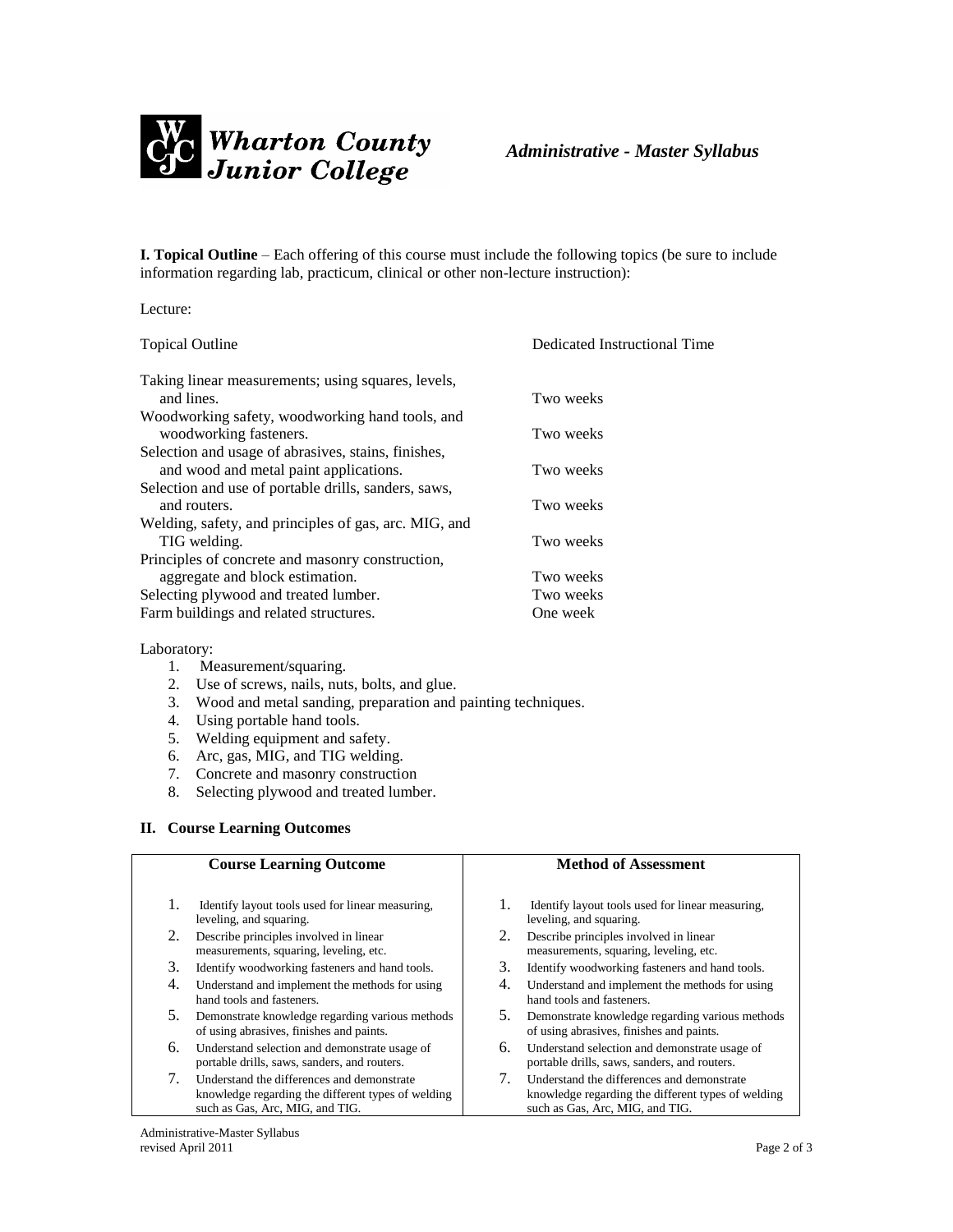**I. Topical Outline** – Each offering of this course must include the following topics (be sure to include information regarding lab, practicum, clinical or other non-lecture instruction):

Lecture:

| Topical Outline | Dedicated Instructional Time |
|---|---|
| Taking linear measurements; using squares, levels, and lines. | Two weeks |
| Woodworking safety, woodworking hand tools, and woodworking fasteners. | Two weeks |
| Selection and usage of abrasives, stains, finishes, and wood and metal paint applications. | Two weeks |
| Selection and use of portable drills, sanders, saws, and routers. | Two weeks |
| Welding, safety, and principles of gas, arc. MIG, and TIG welding. | Two weeks |
| Principles of concrete and masonry construction, aggregate and block estimation. | Two weeks |
| Selecting plywood and treated lumber. | Two weeks |
| Farm buildings and related structures. | One week |

Laboratory:

1. Measurement/squaring.
2. Use of screws, nails, nuts, bolts, and glue.
3. Wood and metal sanding, preparation and painting techniques.
4. Using portable hand tools.
5. Welding equipment and safety.
6. Arc, gas, MIG, and TIG welding.
7. Concrete and masonry construction
8. Selecting plywood and treated lumber.

## II. Course Learning Outcomes

| Course Learning Outcome | Method of Assessment |
|---|---|
| 1. Identify layout tools used for linear measuring, leveling, and squaring. | 1. Identify layout tools used for linear measuring, leveling, and squaring. |
| 2. Describe principles involved in linear measurements, squaring, leveling, etc. | 2. Describe principles involved in linear measurements, squaring, leveling, etc. |
| 3. Identify woodworking fasteners and hand tools. | 3. Identify woodworking fasteners and hand tools. |
| 4. Understand and implement the methods for using hand tools and fasteners. | 4. Understand and implement the methods for using hand tools and fasteners. |
| 5. Demonstrate knowledge regarding various methods of using abrasives, finishes and paints. | 5. Demonstrate knowledge regarding various methods of using abrasives, finishes and paints. |
| 6. Understand selection and demonstrate usage of portable drills, saws, sanders, and routers. | 6. Understand selection and demonstrate usage of portable drills, saws, sanders, and routers. |
| 7. Understand the differences and demonstrate knowledge regarding the different types of welding such as Gas, Arc, MIG, and TIG. | 7. Understand the differences and demonstrate knowledge regarding the different types of welding such as Gas, Arc, MIG, and TIG. |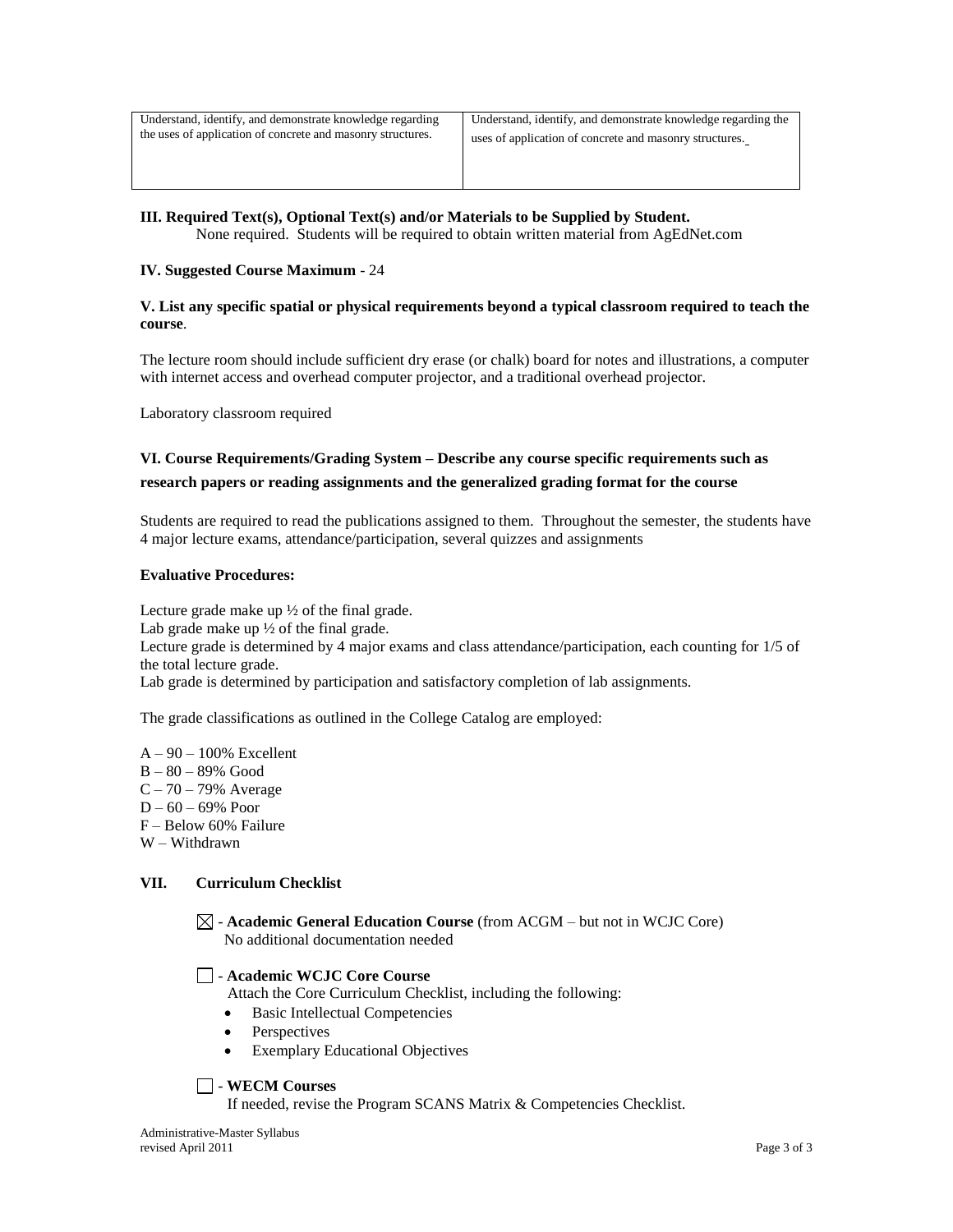| | |
|---|---|
| Understand, identify, and demonstrate knowledge regarding the uses of application of concrete and masonry structures. | Understand, identify, and demonstrate knowledge regarding the uses of application of concrete and masonry structures. |

**III. Required Text(s), Optional Text(s) and/or Materials to be Supplied by Student.**

None required. Students will be required to obtain written material from AgEdNet.com

**IV. Suggested Course Maximum** - 24

**V. List any specific spatial or physical requirements beyond a typical classroom required to teach the course**.

The lecture room should include sufficient dry erase (or chalk) board for notes and illustrations, a computer with internet access and overhead computer projector, and a traditional overhead projector.

Laboratory classroom required

**VI. Course Requirements/Grading System – Describe any course specific requirements such as research papers or reading assignments and the generalized grading format for the course**

Students are required to read the publications assigned to them. Throughout the semester, the students have 4 major lecture exams, attendance/participation, several quizzes and assignments

**Evaluative Procedures:**

Lecture grade make up ½ of the final grade.
Lab grade make up ½ of the final grade.
Lecture grade is determined by 4 major exams and class attendance/participation, each counting for 1/5 of the total lecture grade.
Lab grade is determined by participation and satisfactory completion of lab assignments.

The grade classifications as outlined in the College Catalog are employed:

A – 90 – 100% Excellent
B – 80 – 89% Good
C – 70 – 79% Average
D – 60 – 69% Poor
F – Below 60% Failure
W – Withdrawn

**VII. Curriculum Checklist**

☒ - **Academic General Education Course** (from ACGM – but not in WCJC Core)
No additional documentation needed

☐ - **Academic WCJC Core Course**
Attach the Core Curriculum Checklist, including the following:

- Basic Intellectual Competencies
- Perspectives
- Exemplary Educational Objectives

☐ - **WECM Courses**
If needed, revise the Program SCANS Matrix & Competencies Checklist.

Administrative-Master Syllabus
revised April 2011